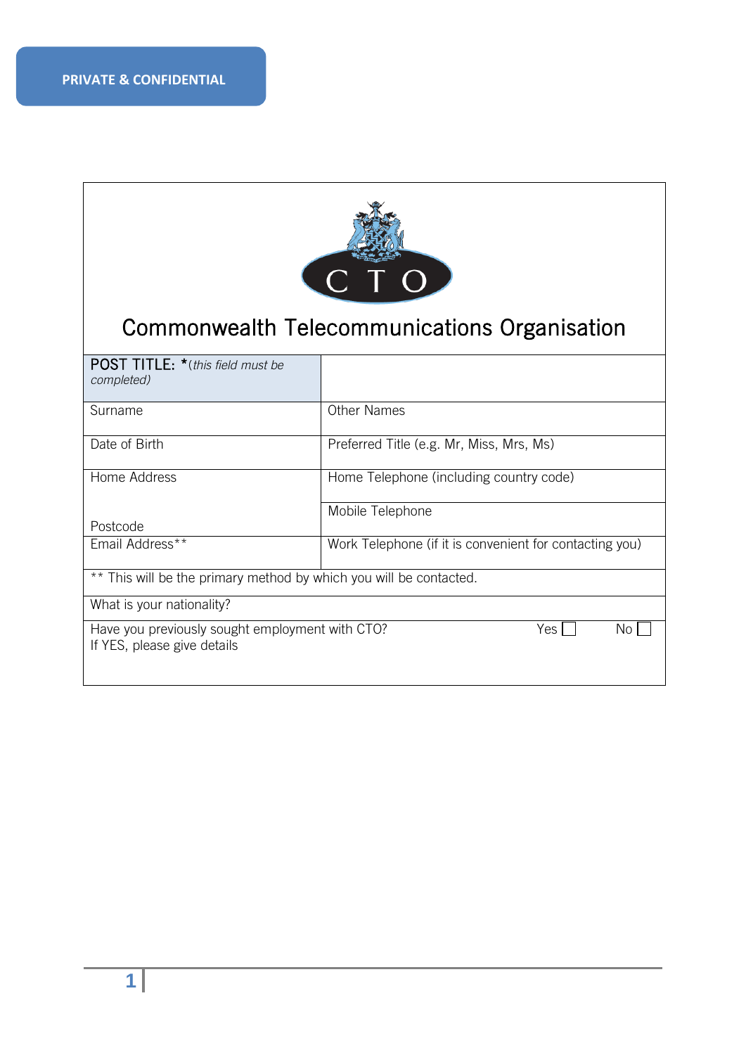**PRIVATE & CONFIDENTIAL**

# Commonwealth Telecommunications Organisation

| POST TITLE: * (*this field must be completed*) | |
|---|---|
| Surname | Other Names |
| Date of Birth | Preferred Title (e.g. Mr, Miss, Mrs, Ms) |
| Home Address<br><br>Postcode | Home Telephone (including country code)<br><br>Mobile Telephone |
| Email Address** | Work Telephone (if it is convenient for contacting you) |
| ** This will be the primary method by which you will be contacted. | |
| What is your nationality? | |
| Have you previously sought employment with CTO? If YES, please give details | Yes ☐ No ☐ |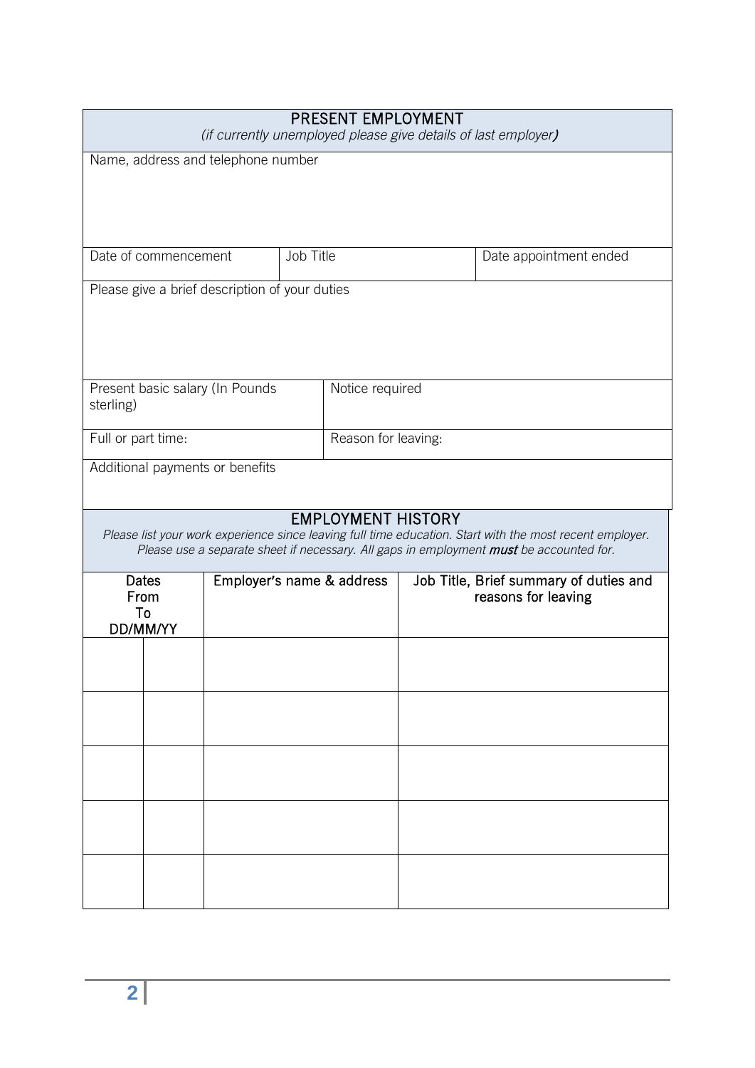## PRESENT EMPLOYMENT

*(if currently unemployed please give details of last employer)*

| Name, address and telephone number | | | |
|---|---|---|---|
| | | | |
| **Date of commencement** | **Job Title** | | **Date appointment ended** |
| | | | |
| **Please give a brief description of your duties** | | | |
| | | | |
| **Present basic salary (In Pounds sterling)** | **Notice required** | | |
| **Full or part time:** | **Reason for leaving:** | | |
| **Additional payments or benefits** | | | |
| | | | |

## EMPLOYMENT HISTORY

*Please list your work experience since leaving full time education. Start with the most recent employer. Please use a separate sheet if necessary. All gaps in employment* ***must*** *be accounted for.*

| Dates From | To DD/MM/YY | Employer's name & address | Job Title, Brief summary of duties and reasons for leaving |
|---|---|---|---|
| | | | |
| | | | |
| | | | |
| | | | |
| | | | |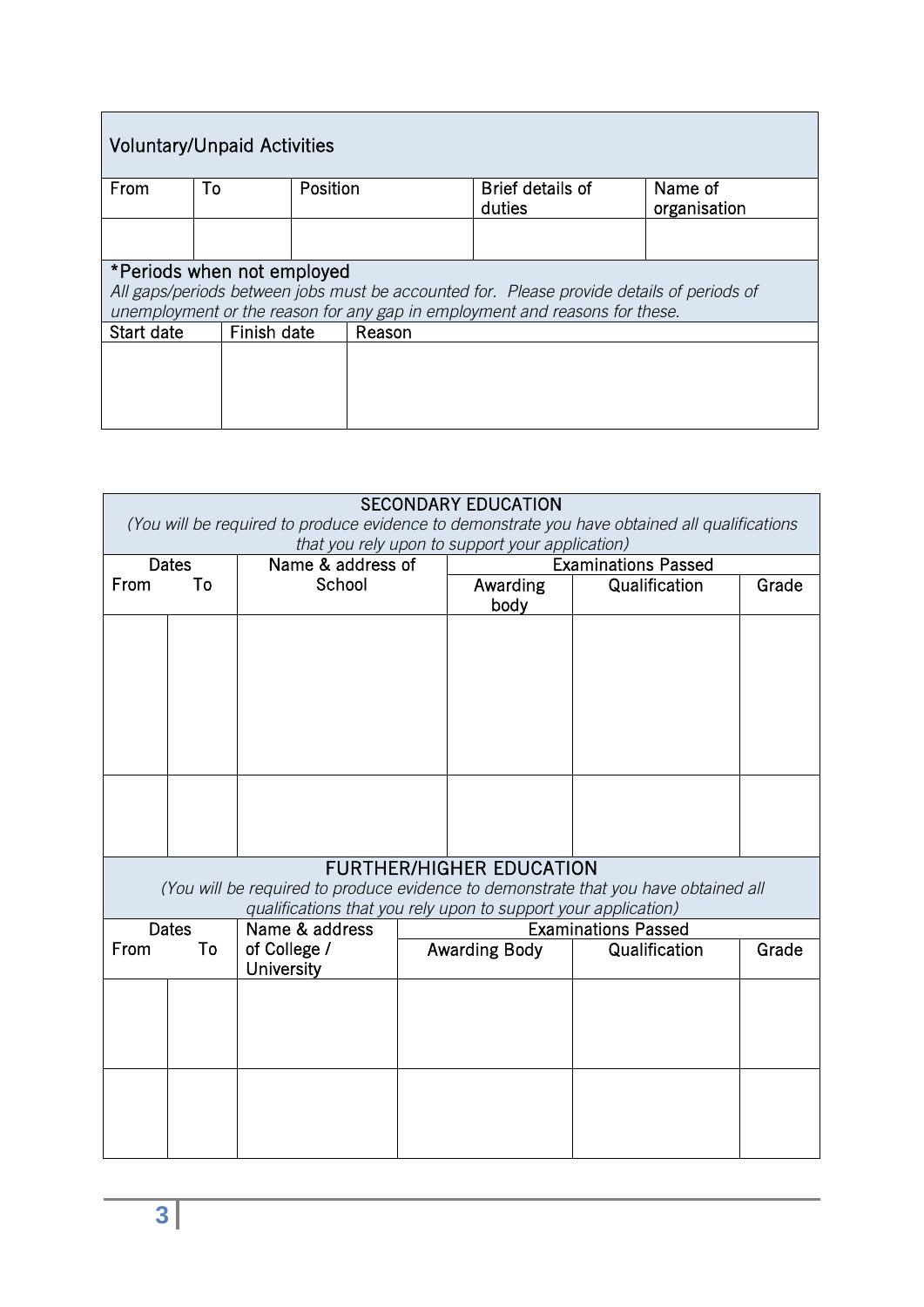| Voluntary/Unpaid Activities | | | | |
|---|---|---|---|---|
| From | To | Position | Brief details of duties | Name of organisation |
| | | | | |

| *Periods when not employed<br>*All gaps/periods between jobs must be accounted for. Please provide details of periods of unemployment or the reason for any gap in employment and reasons for these.* | | |
|---|---|---|
| Start date | Finish date | Reason |
| | | |

| SECONDARY EDUCATION<br>*(You will be required to produce evidence to demonstrate you have obtained all qualifications that you rely upon to support your application)* | | | | | |
|---|---|---|---|---|---|
| Dates | | Name & address of School | Examinations Passed | | |
| From | To | | Awarding body | Qualification | Grade |
| | | | | | |
| | | | | | |

| FURTHER/HIGHER EDUCATION<br>*(You will be required to produce evidence to demonstrate that you have obtained all qualifications that you rely upon to support your application)* | | | | | |
|---|---|---|---|---|---|
| Dates | | Name & address of College / University | Examinations Passed | | |
| From | To | | Awarding Body | Qualification | Grade |
| | | | | | |
| | | | | | |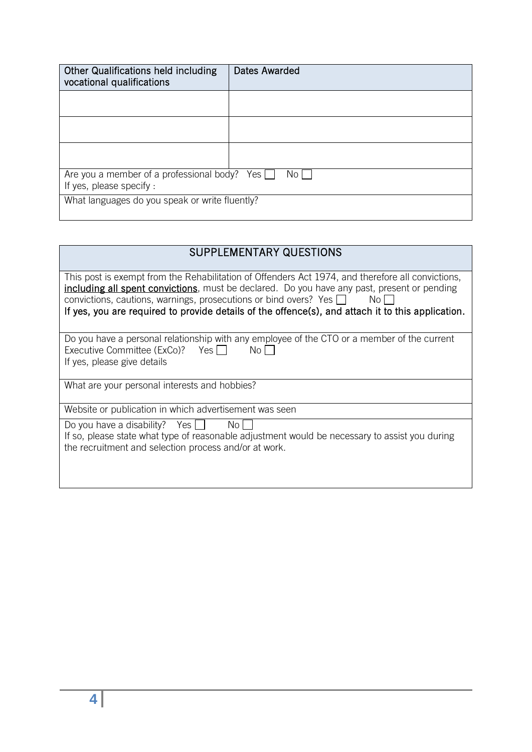| Other Qualifications held including vocational qualifications | Dates Awarded |
|---|---|
| | |
| | |
| | |
| Are you a member of a professional body? Yes ☐ No ☐<br>If yes, please specify : | |
| What languages do you speak or write fluently? | |

## SUPPLEMENTARY QUESTIONS

This post is exempt from the Rehabilitation of Offenders Act 1974, and therefore all convictions, **including all spent convictions**, must be declared. Do you have any past, present or pending convictions, cautions, warnings, prosecutions or bind overs? Yes ☐ No ☐
**If yes, you are required to provide details of the offence(s), and attach it to this application.**

Do you have a personal relationship with any employee of the CTO or a member of the current Executive Committee (ExCo)? Yes ☐ No ☐
If yes, please give details

What are your personal interests and hobbies?

Website or publication in which advertisement was seen

Do you have a disability? Yes ☐ No ☐
If so, please state what type of reasonable adjustment would be necessary to assist you during the recruitment and selection process and/or at work.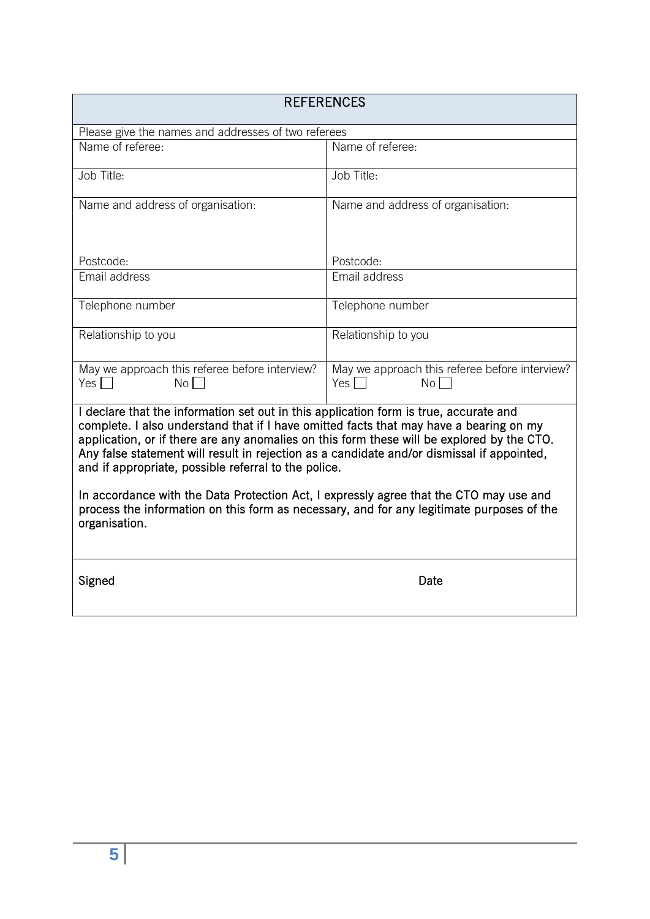## REFERENCES

Please give the names and addresses of two referees

| Name of referee: | Name of referee: |
|---|---|
| Job Title: | Job Title: |
| Name and address of organisation:<br><br><br>Postcode: | Name and address of organisation:<br><br><br>Postcode: |
| Email address | Email address |
| Telephone number | Telephone number |
| Relationship to you | Relationship to you |
| May we approach this referee before interview?<br>Yes ☐ No ☐ | May we approach this referee before interview?<br>Yes ☐ No ☐ |

I declare that the information set out in this application form is true, accurate and complete. I also understand that if I have omitted facts that may have a bearing on my application, or if there are any anomalies on this form these will be explored by the CTO. Any false statement will result in rejection as a candidate and/or dismissal if appointed, and if appropriate, possible referral to the police.

In accordance with the Data Protection Act, I expressly agree that the CTO may use and process the information on this form as necessary, and for any legitimate purposes of the organisation.

Signed Date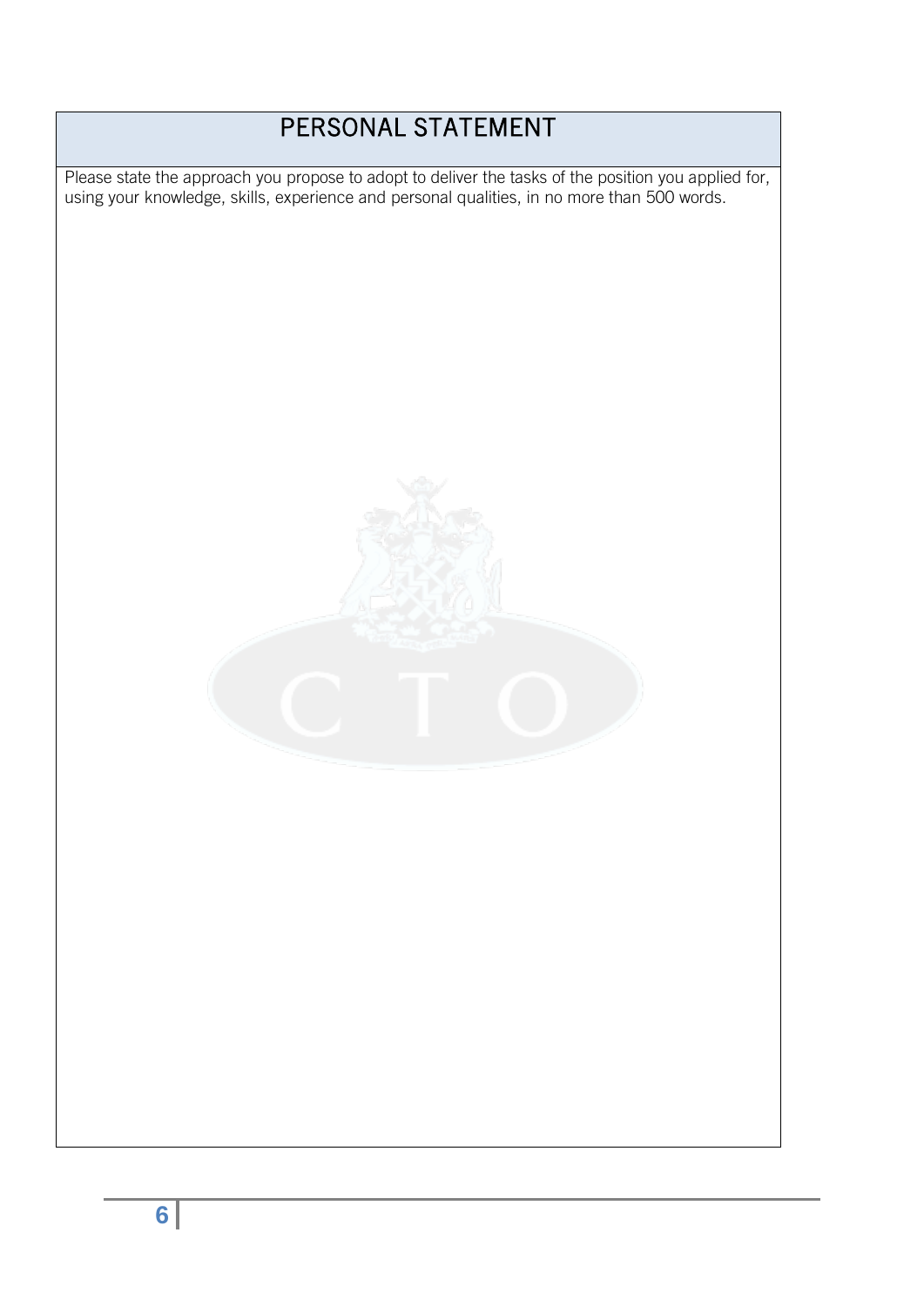# PERSONAL STATEMENT

Please state the approach you propose to adopt to deliver the tasks of the position you applied for, using your knowledge, skills, experience and personal qualities, in no more than 500 words.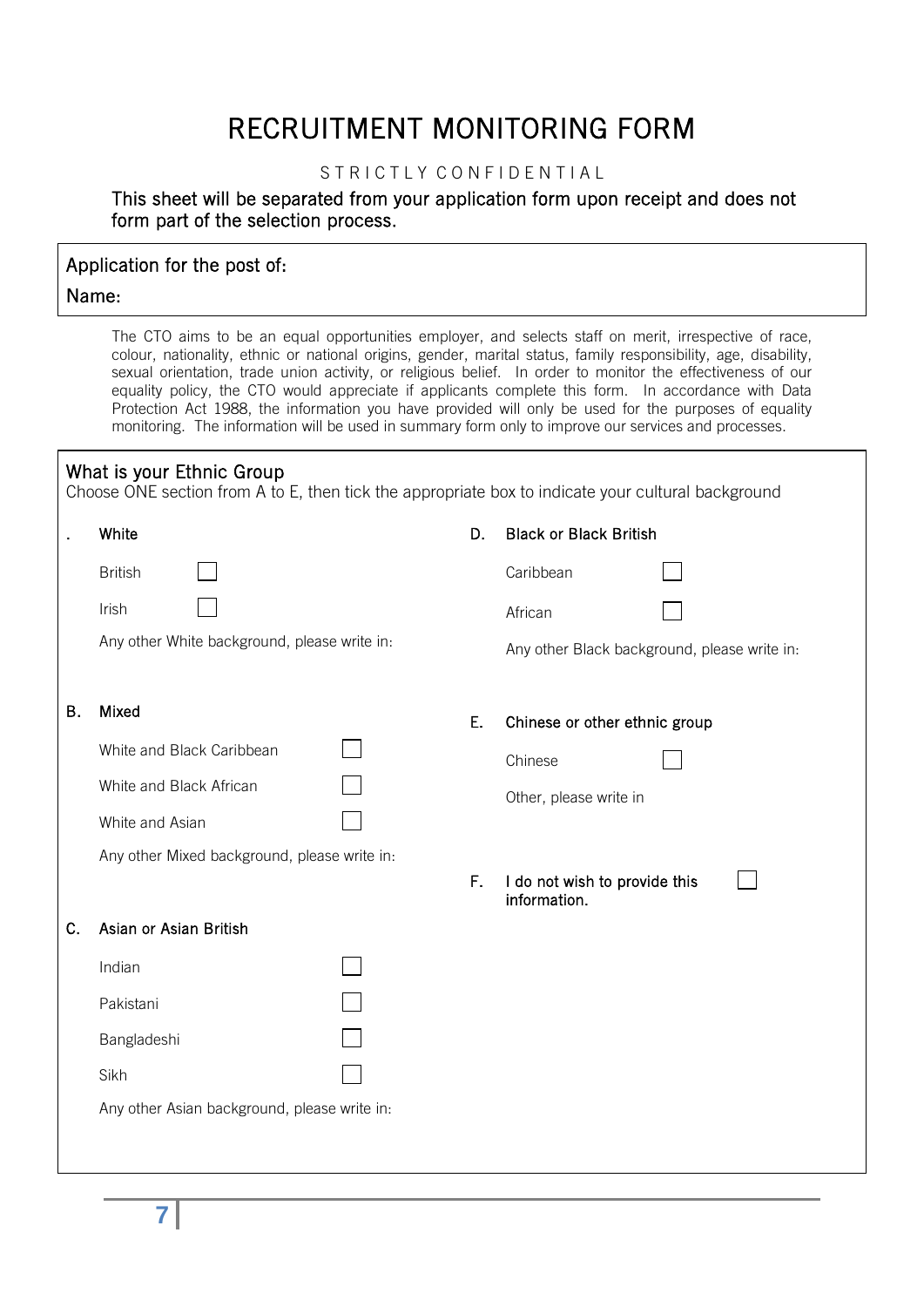# RECRUITMENT MONITORING FORM

STRICTLY CONFIDENTIAL

**This sheet will be separated from your application form upon receipt and does not form part of the selection process.**

**Application for the post of:**

**Name:**

The CTO aims to be an equal opportunities employer, and selects staff on merit, irrespective of race, colour, nationality, ethnic or national origins, gender, marital status, family responsibility, age, disability, sexual orientation, trade union activity, or religious belief. In order to monitor the effectiveness of our equality policy, the CTO would appreciate if applicants complete this form. In accordance with Data Protection Act 1988, the information you have provided will only be used for the purposes of equality monitoring. The information will be used in summary form only to improve our services and processes.

## What is your Ethnic Group

Choose ONE section from A to E, then tick the appropriate box to indicate your cultural background

**. White**

- British ☐
- Irish ☐
- Any other White background, please write in:

**B. Mixed**

- White and Black Caribbean ☐
- White and Black African ☐
- White and Asian ☐
- Any other Mixed background, please write in:

**C. Asian or Asian British**

- Indian ☐
- Pakistani ☐
- Bangladeshi ☐
- Sikh ☐
- Any other Asian background, please write in:

**D. Black or Black British**

- Caribbean ☐
- African ☐
- Any other Black background, please write in:

**E. Chinese or other ethnic group**

- Chinese ☐
- Other, please write in

**F. I do not wish to provide this information.** ☐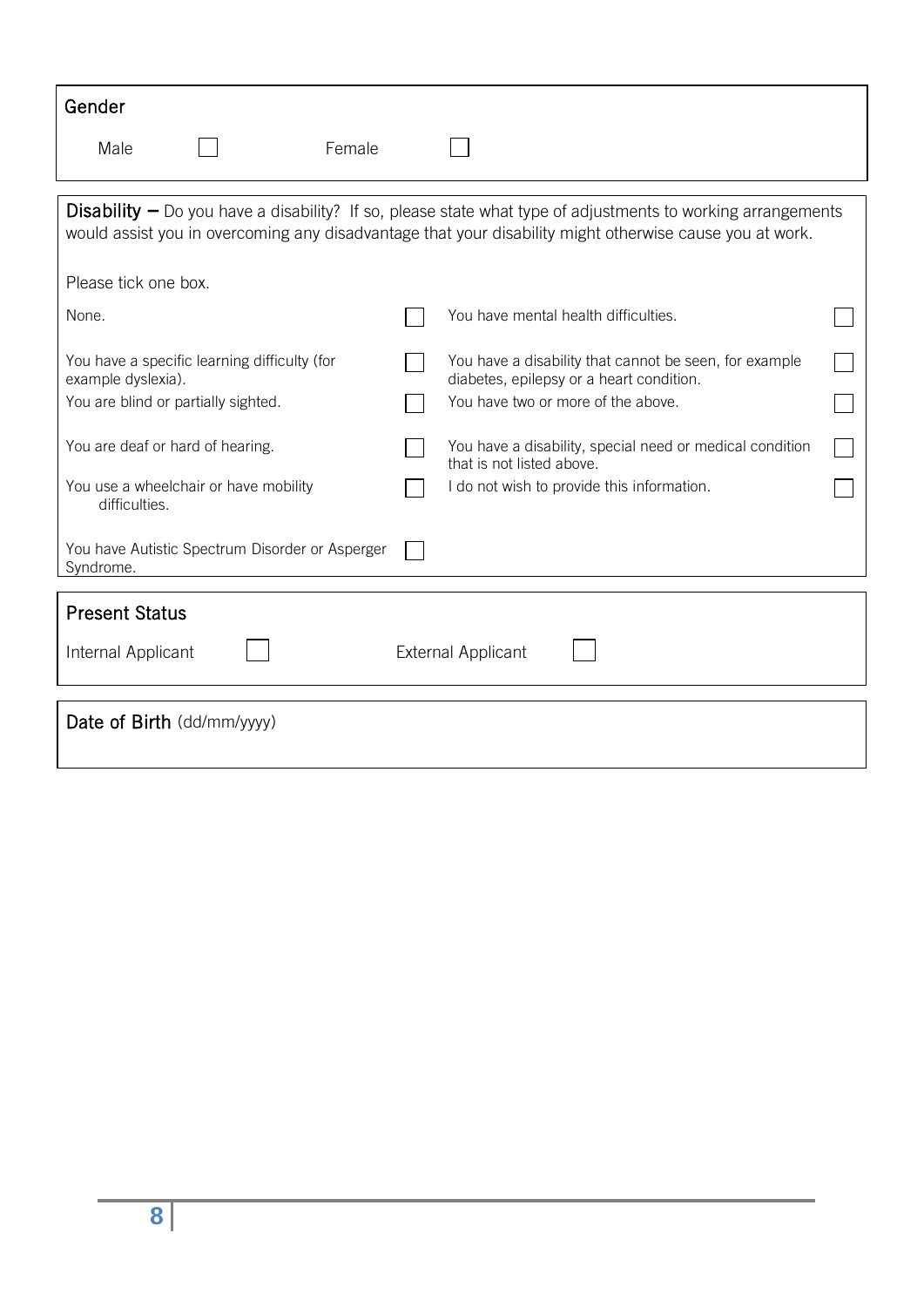## Gender

Male ☐ Female ☐

## Disability

**Disability –** Do you have a disability? If so, please state what type of adjustments to working arrangements would assist you in overcoming any disadvantage that your disability might otherwise cause you at work.

Please tick one box.

| | | | |
|---|---|---|---|
| None. | ☐ | You have mental health difficulties. | ☐ |
| You have a specific learning difficulty (for example dyslexia). | ☐ | You have a disability that cannot be seen, for example diabetes, epilepsy or a heart condition. | ☐ |
| You are blind or partially sighted. | ☐ | You have two or more of the above. | ☐ |
| You are deaf or hard of hearing. | ☐ | You have a disability, special need or medical condition that is not listed above. | ☐ |
| You use a wheelchair or have mobility difficulties. | ☐ | I do not wish to provide this information. | ☐ |
| You have Autistic Spectrum Disorder or Asperger Syndrome. | ☐ | | |

## Present Status

Internal Applicant ☐ External Applicant ☐

## Date of Birth (dd/mm/yyyy)